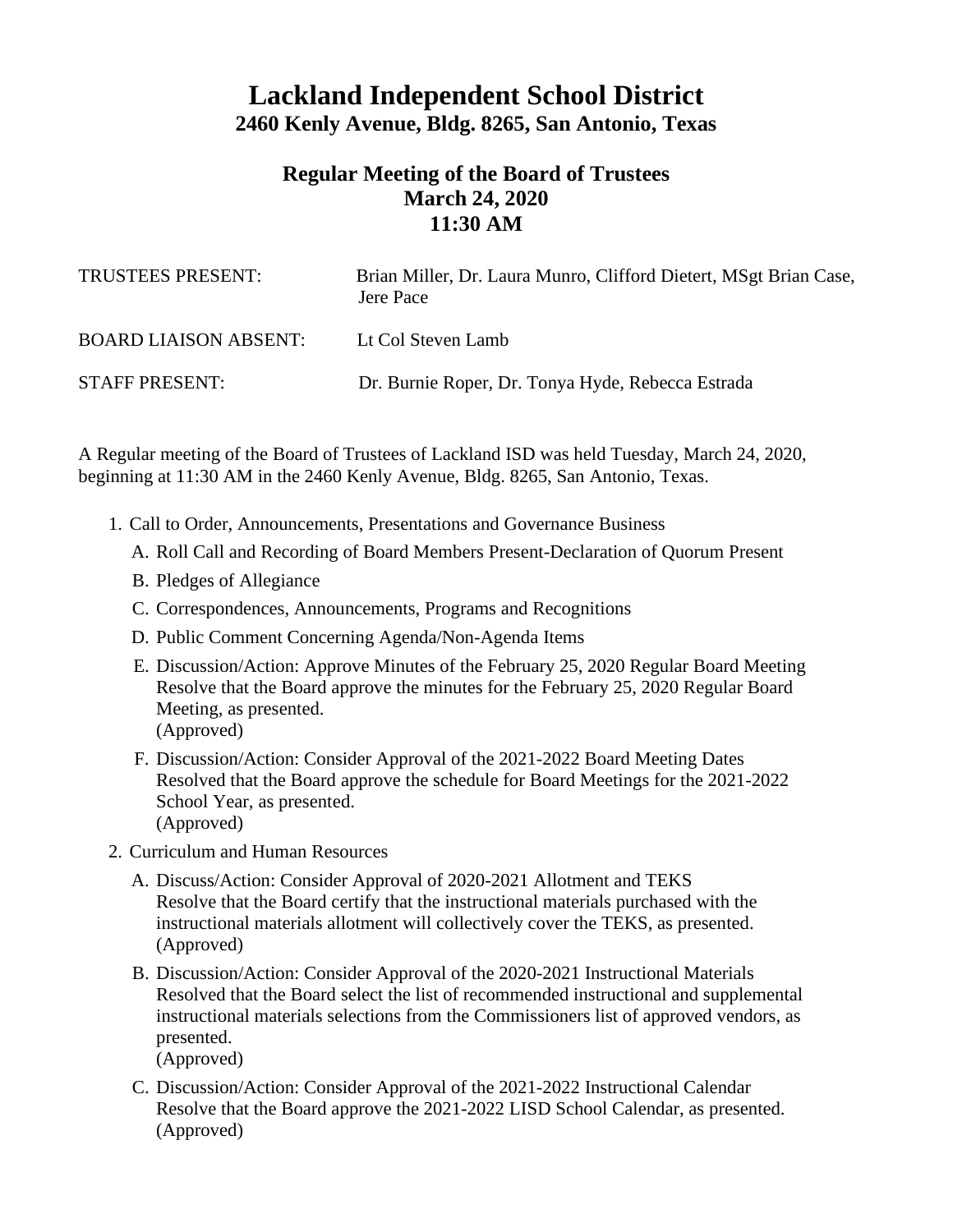# Lackland Independent School District

## 2460 Kenly Avenue, Bldg. 8265, San Antonio, Texas

## Regular Meeting of the Board of Trustees
## March 24, 2020
## 11:30 AM

TRUSTEES PRESENT: Brian Miller, Dr. Laura Munro, Clifford Dietert, MSgt Brian Case, Jere Pace

BOARD LIAISON ABSENT: Lt Col Steven Lamb

STAFF PRESENT: Dr. Burnie Roper, Dr. Tonya Hyde, Rebecca Estrada

A Regular meeting of the Board of Trustees of Lackland ISD was held Tuesday, March 24, 2020, beginning at 11:30 AM in the 2460 Kenly Avenue, Bldg. 8265, San Antonio, Texas.

1. Call to Order, Announcements, Presentations and Governance Business
   - A. Roll Call and Recording of Board Members Present-Declaration of Quorum Present
   - B. Pledges of Allegiance
   - C. Correspondences, Announcements, Programs and Recognitions
   - D. Public Comment Concerning Agenda/Non-Agenda Items
   - E. Discussion/Action: Approve Minutes of the February 25, 2020 Regular Board Meeting
     Resolve that the Board approve the minutes for the February 25, 2020 Regular Board Meeting, as presented.
     (Approved)
   - F. Discussion/Action: Consider Approval of the 2021-2022 Board Meeting Dates
     Resolved that the Board approve the schedule for Board Meetings for the 2021-2022 School Year, as presented.
     (Approved)
2. Curriculum and Human Resources
   - A. Discuss/Action: Consider Approval of 2020-2021 Allotment and TEKS
     Resolve that the Board certify that the instructional materials purchased with the instructional materials allotment will collectively cover the TEKS, as presented.
     (Approved)
   - B. Discussion/Action: Consider Approval of the 2020-2021 Instructional Materials
     Resolved that the Board select the list of recommended instructional and supplemental instructional materials selections from the Commissioners list of approved vendors, as presented.
     (Approved)
   - C. Discussion/Action: Consider Approval of the 2021-2022 Instructional Calendar
     Resolve that the Board approve the 2021-2022 LISD School Calendar, as presented.
     (Approved)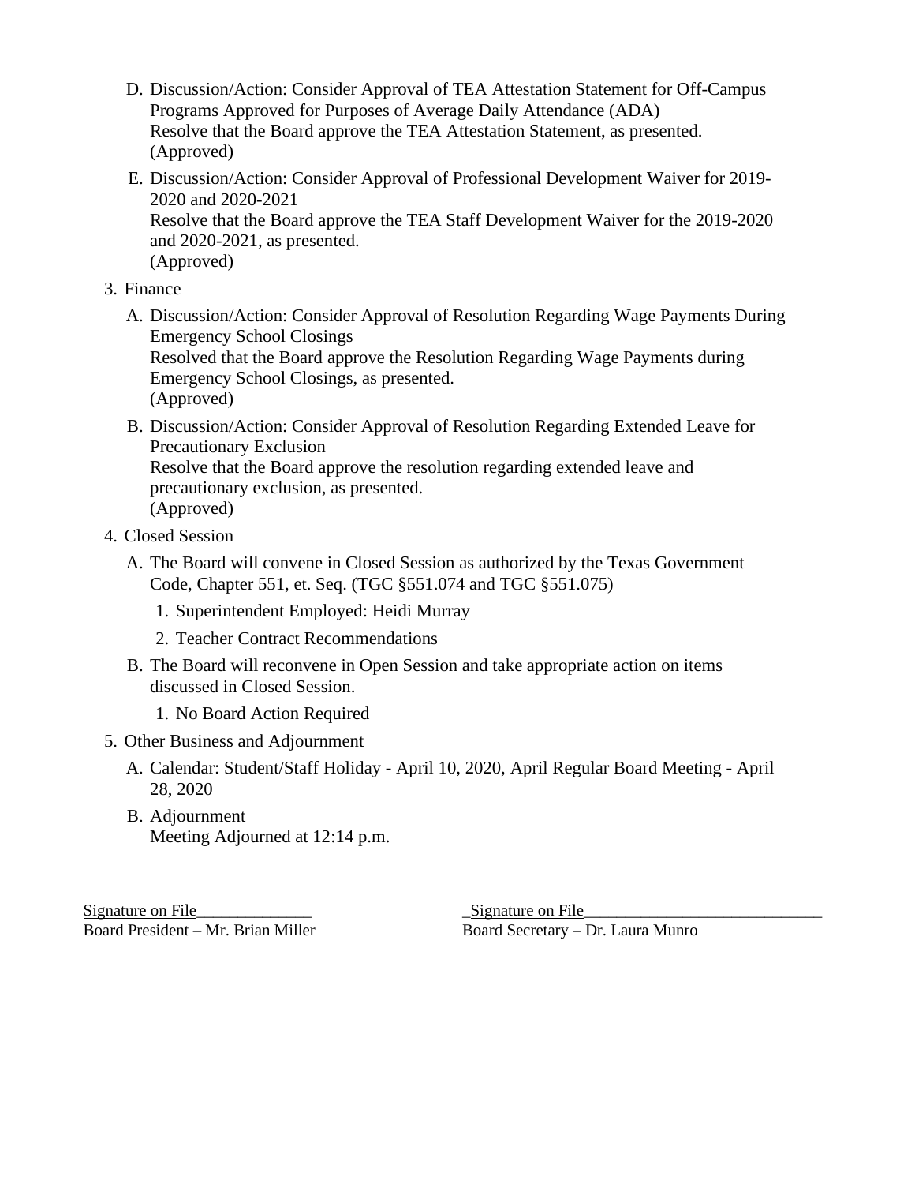D. Discussion/Action: Consider Approval of TEA Attestation Statement for Off-Campus Programs Approved for Purposes of Average Daily Attendance (ADA)
   Resolve that the Board approve the TEA Attestation Statement, as presented.
   (Approved)

E. Discussion/Action: Consider Approval of Professional Development Waiver for 2019-2020 and 2020-2021
   Resolve that the Board approve the TEA Staff Development Waiver for the 2019-2020 and 2020-2021, as presented.
   (Approved)

3. Finance

   A. Discussion/Action: Consider Approval of Resolution Regarding Wage Payments During Emergency School Closings
      Resolved that the Board approve the Resolution Regarding Wage Payments during Emergency School Closings, as presented.
      (Approved)

   B. Discussion/Action: Consider Approval of Resolution Regarding Extended Leave for Precautionary Exclusion
      Resolve that the Board approve the resolution regarding extended leave and precautionary exclusion, as presented.
      (Approved)

4. Closed Session

   A. The Board will convene in Closed Session as authorized by the Texas Government Code, Chapter 551, et. Seq. (TGC §551.074 and TGC §551.075)

      1. Superintendent Employed: Heidi Murray
      2. Teacher Contract Recommendations

   B. The Board will reconvene in Open Session and take appropriate action on items discussed in Closed Session.

      1. No Board Action Required

5. Other Business and Adjournment

   A. Calendar: Student/Staff Holiday - April 10, 2020, April Regular Board Meeting - April 28, 2020

   B. Adjournment
      Meeting Adjourned at 12:14 p.m.

| | |
|---|---|
| Signature on File | Signature on File |
| Board President – Mr. Brian Miller | Board Secretary – Dr. Laura Munro |